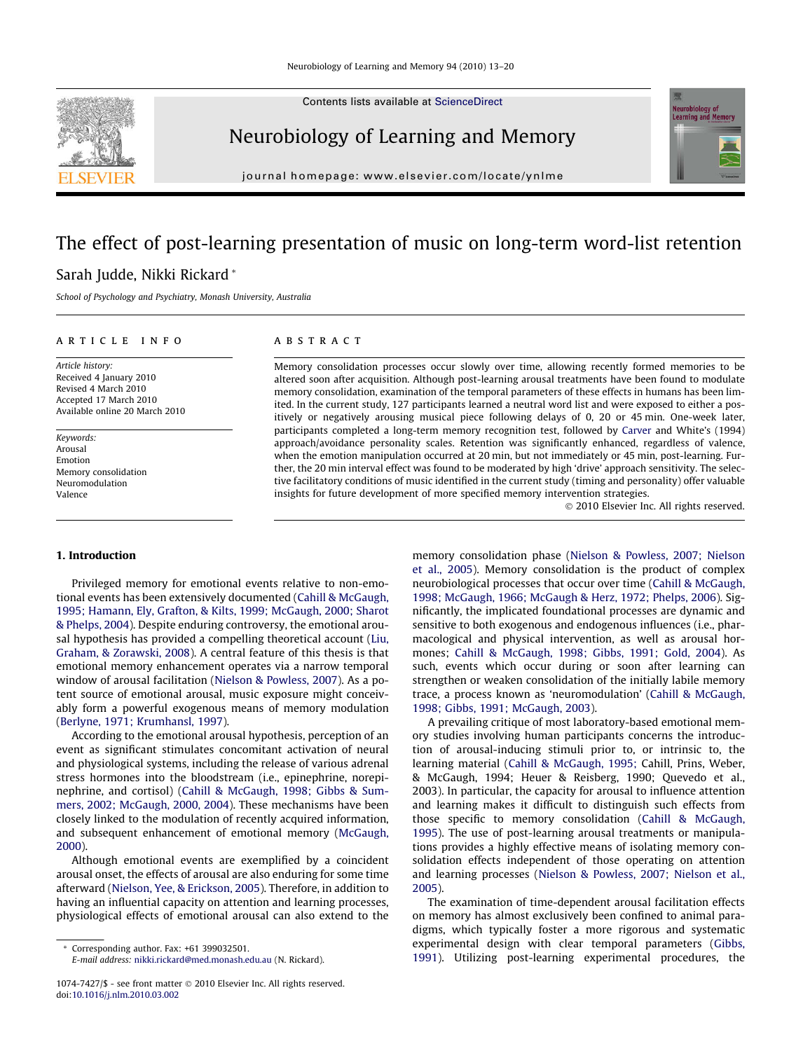# The effect of post-learning presentation of music on long-term word-list retention

Sarah Judde, Nikki Rickard *

*School of Psychology and Psychiatry, Monash University, Australia*

## ARTICLE INFO

*Article history:*
Received 4 January 2010
Revised 4 March 2010
Accepted 17 March 2010
Available online 20 March 2010

*Keywords:*
Arousal
Emotion
Memory consolidation
Neuromodulation
Valence

## ABSTRACT

Memory consolidation processes occur slowly over time, allowing recently formed memories to be altered soon after acquisition. Although post-learning arousal treatments have been found to modulate memory consolidation, examination of the temporal parameters of these effects in humans has been limited. In the current study, 127 participants learned a neutral word list and were exposed to either a positively or negatively arousing musical piece following delays of 0, 20 or 45 min. One-week later, participants completed a long-term memory recognition test, followed by Carver and White's (1994) approach/avoidance personality scales. Retention was significantly enhanced, regardless of valence, when the emotion manipulation occurred at 20 min, but not immediately or 45 min, post-learning. Further, the 20 min interval effect was found to be moderated by high 'drive' approach sensitivity. The selective facilitatory conditions of music identified in the current study (timing and personality) offer valuable insights for future development of more specified memory intervention strategies.

© 2010 Elsevier Inc. All rights reserved.

## 1. Introduction

Privileged memory for emotional events relative to non-emotional events has been extensively documented (Cahill & McGaugh, 1995; Hamann, Ely, Grafton, & Kilts, 1999; McGaugh, 2000; Sharot & Phelps, 2004). Despite enduring controversy, the emotional arousal hypothesis has provided a compelling theoretical account (Liu, Graham, & Zorawski, 2008). A central feature of this thesis is that emotional memory enhancement operates via a narrow temporal window of arousal facilitation (Nielson & Powless, 2007). As a potent source of emotional arousal, music exposure might conceivably form a powerful exogenous means of memory modulation (Berlyne, 1971; Krumhansl, 1997).

According to the emotional arousal hypothesis, perception of an event as significant stimulates concomitant activation of neural and physiological systems, including the release of various adrenal stress hormones into the bloodstream (i.e., epinephrine, norepinephrine, and cortisol) (Cahill & McGaugh, 1998; Gibbs & Summers, 2002; McGaugh, 2000, 2004). These mechanisms have been closely linked to the modulation of recently acquired information, and subsequent enhancement of emotional memory (McGaugh, 2000).

Although emotional events are exemplified by a coincident arousal onset, the effects of arousal are also enduring for some time afterward (Nielson, Yee, & Erickson, 2005). Therefore, in addition to having an influential capacity on attention and learning processes, physiological effects of emotional arousal can also extend to the memory consolidation phase (Nielson & Powless, 2007; Nielson et al., 2005). Memory consolidation is the product of complex neurobiological processes that occur over time (Cahill & McGaugh, 1998; McGaugh, 1966; McGaugh & Herz, 1972; Phelps, 2006). Significantly, the implicated foundational processes are dynamic and sensitive to both exogenous and endogenous influences (i.e., pharmacological and physical intervention, as well as arousal hormones; Cahill & McGaugh, 1998; Gibbs, 1991; Gold, 2004). As such, events which occur during or soon after learning can strengthen or weaken consolidation of the initially labile memory trace, a process known as 'neuromodulation' (Cahill & McGaugh, 1998; Gibbs, 1991; McGaugh, 2003).

A prevailing critique of most laboratory-based emotional memory studies involving human participants concerns the introduction of arousal-inducing stimuli prior to, or intrinsic to, the learning material (Cahill & McGaugh, 1995; Cahill, Prins, Weber, & McGaugh, 1994; Heuer & Reisberg, 1990; Quevedo et al., 2003). In particular, the capacity for arousal to influence attention and learning makes it difficult to distinguish such effects from those specific to memory consolidation (Cahill & McGaugh, 1995). The use of post-learning arousal treatments or manipulations provides a highly effective means of isolating memory consolidation effects independent of those operating on attention and learning processes (Nielson & Powless, 2007; Nielson et al., 2005).

The examination of time-dependent arousal facilitation effects on memory has almost exclusively been confined to animal paradigms, which typically foster a more rigorous and systematic experimental design with clear temporal parameters (Gibbs, 1991). Utilizing post-learning experimental procedures, the

---

* Corresponding author. Fax: +61 399032501.
*E-mail address:* nikki.rickard@med.monash.edu.au (N. Rickard).

1074-7427/$ - see front matter © 2010 Elsevier Inc. All rights reserved.
doi:10.1016/j.nlm.2010.03.002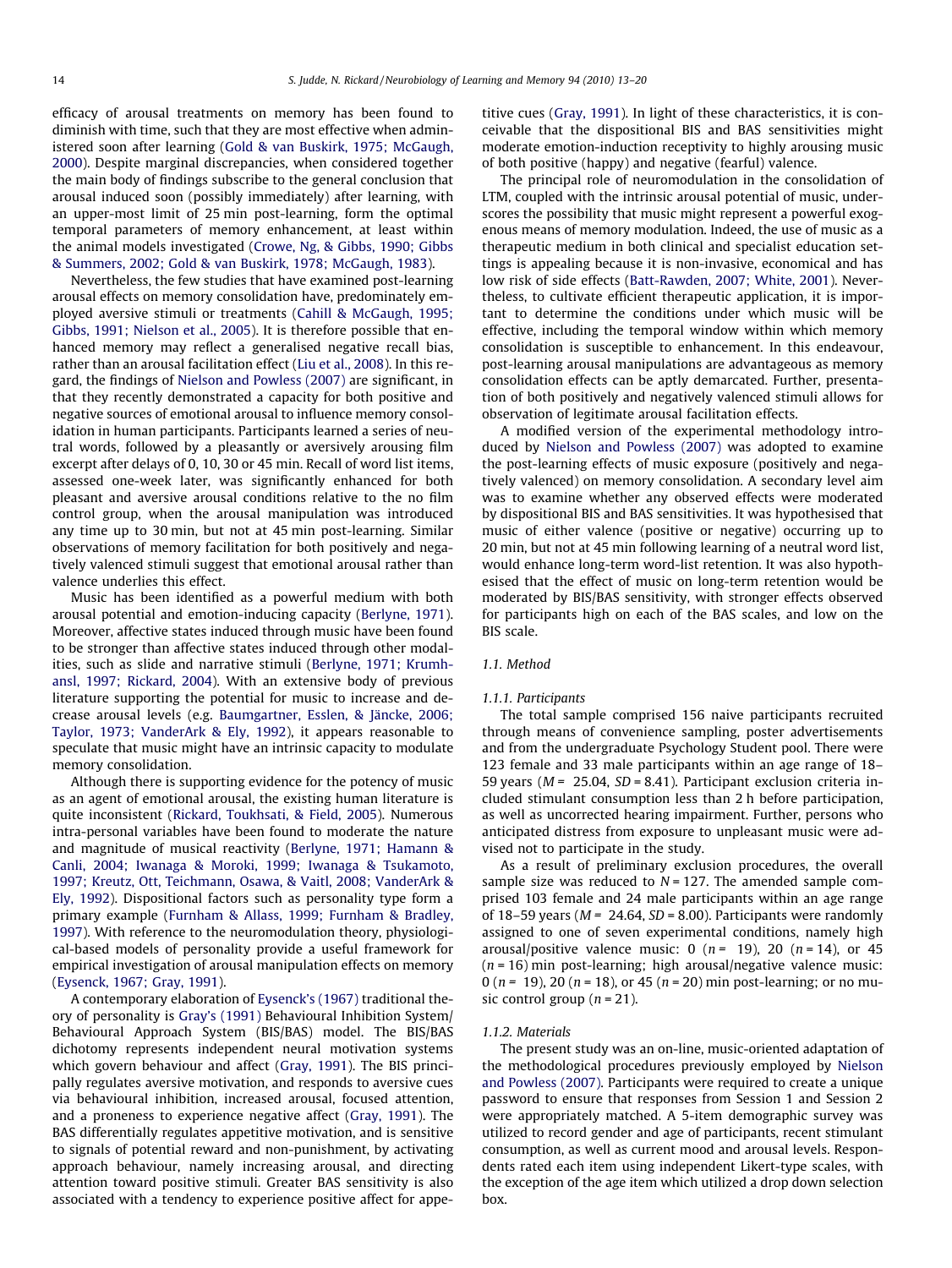efficacy of arousal treatments on memory has been found to diminish with time, such that they are most effective when administered soon after learning (Gold & van Buskirk, 1975; McGaugh, 2000). Despite marginal discrepancies, when considered together the main body of findings subscribe to the general conclusion that arousal induced soon (possibly immediately) after learning, with an upper-most limit of 25 min post-learning, form the optimal temporal parameters of memory enhancement, at least within the animal models investigated (Crowe, Ng, & Gibbs, 1990; Gibbs & Summers, 2002; Gold & van Buskirk, 1978; McGaugh, 1983).

Nevertheless, the few studies that have examined post-learning arousal effects on memory consolidation have, predominately employed aversive stimuli or treatments (Cahill & McGaugh, 1995; Gibbs, 1991; Nielson et al., 2005). It is therefore possible that enhanced memory may reflect a generalised negative recall bias, rather than an arousal facilitation effect (Liu et al., 2008). In this regard, the findings of Nielson and Powless (2007) are significant, in that they recently demonstrated a capacity for both positive and negative sources of emotional arousal to influence memory consolidation in human participants. Participants learned a series of neutral words, followed by a pleasantly or aversively arousing film excerpt after delays of 0, 10, 30 or 45 min. Recall of word list items, assessed one-week later, was significantly enhanced for both pleasant and aversive arousal conditions relative to the no film control group, when the arousal manipulation was introduced any time up to 30 min, but not at 45 min post-learning. Similar observations of memory facilitation for both positively and negatively valenced stimuli suggest that emotional arousal rather than valence underlies this effect.

Music has been identified as a powerful medium with both arousal potential and emotion-inducing capacity (Berlyne, 1971). Moreover, affective states induced through music have been found to be stronger than affective states induced through other modalities, such as slide and narrative stimuli (Berlyne, 1971; Krumhansl, 1997; Rickard, 2004). With an extensive body of previous literature supporting the potential for music to increase and decrease arousal levels (e.g. Baumgartner, Esslen, & Jäncke, 2006; Taylor, 1973; VanderArk & Ely, 1992), it appears reasonable to speculate that music might have an intrinsic capacity to modulate memory consolidation.

Although there is supporting evidence for the potency of music as an agent of emotional arousal, the existing human literature is quite inconsistent (Rickard, Toukhsati, & Field, 2005). Numerous intra-personal variables have been found to moderate the nature and magnitude of musical reactivity (Berlyne, 1971; Hamann & Canli, 2004; Iwanaga & Moroki, 1999; Iwanaga & Tsukamoto, 1997; Kreutz, Ott, Teichmann, Osawa, & Vaitl, 2008; VanderArk & Ely, 1992). Dispositional factors such as personality type form a primary example (Furnham & Allass, 1999; Furnham & Bradley, 1997). With reference to the neuromodulation theory, physiological-based models of personality provide a useful framework for empirical investigation of arousal manipulation effects on memory (Eysenck, 1967; Gray, 1991).

A contemporary elaboration of Eysenck's (1967) traditional theory of personality is Gray's (1991) Behavioural Inhibition System/Behavioural Approach System (BIS/BAS) model. The BIS/BAS dichotomy represents independent neural motivation systems which govern behaviour and affect (Gray, 1991). The BIS principally regulates aversive motivation, and responds to aversive cues via behavioural inhibition, increased arousal, focused attention, and a proneness to experience negative affect (Gray, 1991). The BAS differentially regulates appetitive motivation, and is sensitive to signals of potential reward and non-punishment, by activating approach behaviour, namely increasing arousal, and directing attention toward positive stimuli. Greater BAS sensitivity is also associated with a tendency to experience positive affect for appetitive cues (Gray, 1991). In light of these characteristics, it is conceivable that the dispositional BIS and BAS sensitivities might moderate emotion-induction receptivity to highly arousing music of both positive (happy) and negative (fearful) valence.

The principal role of neuromodulation in the consolidation of LTM, coupled with the intrinsic arousal potential of music, underscores the possibility that music might represent a powerful exogenous means of memory modulation. Indeed, the use of music as a therapeutic medium in both clinical and specialist education settings is appealing because it is non-invasive, economical and has low risk of side effects (Batt-Rawden, 2007; White, 2001). Nevertheless, to cultivate efficient therapeutic application, it is important to determine the conditions under which music will be effective, including the temporal window within which memory consolidation is susceptible to enhancement. In this endeavour, post-learning arousal manipulations are advantageous as memory consolidation effects can be aptly demarcated. Further, presentation of both positively and negatively valenced stimuli allows for observation of legitimate arousal facilitation effects.

A modified version of the experimental methodology introduced by Nielson and Powless (2007) was adopted to examine the post-learning effects of music exposure (positively and negatively valenced) on memory consolidation. A secondary level aim was to examine whether any observed effects were moderated by dispositional BIS and BAS sensitivities. It was hypothesised that music of either valence (positive or negative) occurring up to 20 min, but not at 45 min following learning of a neutral word list, would enhance long-term word-list retention. It was also hypothesised that the effect of music on long-term retention would be moderated by BIS/BAS sensitivity, with stronger effects observed for participants high on each of the BAS scales, and low on the BIS scale.

### 1.1. Method

#### 1.1.1. Participants

The total sample comprised 156 naive participants recruited through means of convenience sampling, poster advertisements and from the undergraduate Psychology Student pool. There were 123 female and 33 male participants within an age range of 18–59 years ($M$ = 25.04, $SD$ = 8.41). Participant exclusion criteria included stimulant consumption less than 2 h before participation, as well as uncorrected hearing impairment. Further, persons who anticipated distress from exposure to unpleasant music were advised not to participate in the study.

As a result of preliminary exclusion procedures, the overall sample size was reduced to $N$ = 127. The amended sample comprised 103 female and 24 male participants within an age range of 18–59 years ($M$ = 24.64, $SD$ = 8.00). Participants were randomly assigned to one of seven experimental conditions, namely high arousal/positive valence music: 0 ($n$ = 19), 20 ($n$ = 14), or 45 ($n$ = 16) min post-learning; high arousal/negative valence music: 0 ($n$ = 19), 20 ($n$ = 18), or 45 ($n$ = 20) min post-learning; or no music control group ($n$ = 21).

#### 1.1.2. Materials

The present study was an on-line, music-oriented adaptation of the methodological procedures previously employed by Nielson and Powless (2007). Participants were required to create a unique password to ensure that responses from Session 1 and Session 2 were appropriately matched. A 5-item demographic survey was utilized to record gender and age of participants, recent stimulant consumption, as well as current mood and arousal levels. Respondents rated each item using independent Likert-type scales, with the exception of the age item which utilized a drop down selection box.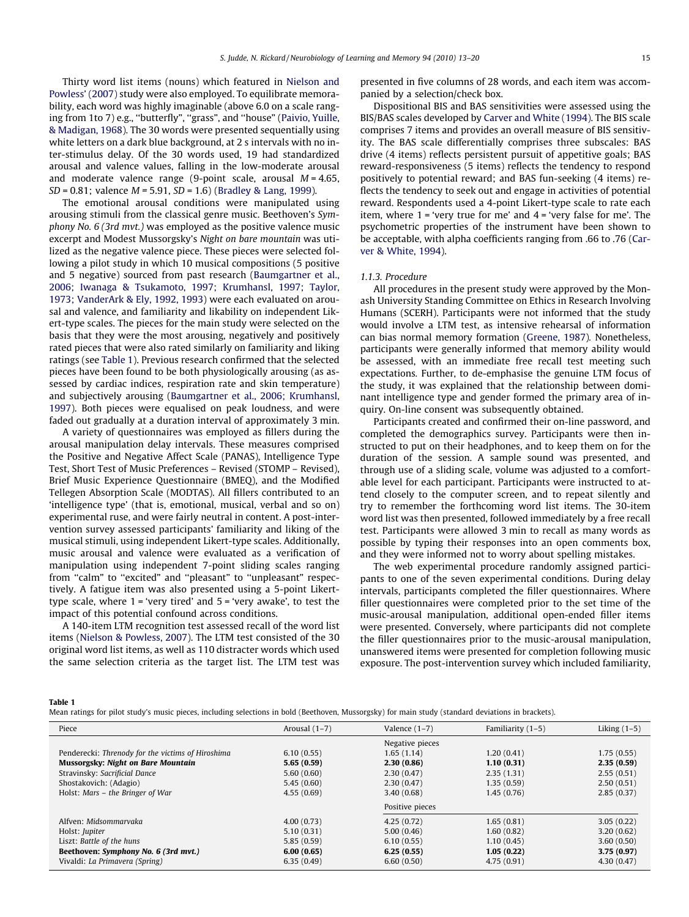Thirty word list items (nouns) which featured in Nielson and Powless' (2007) study were also employed. To equilibrate memorability, each word was highly imaginable (above 6.0 on a scale ranging from 1to 7) e.g., "butterfly", "grass", and "house" (Paivio, Yuille, & Madigan, 1968). The 30 words were presented sequentially using white letters on a dark blue background, at 2 s intervals with no inter-stimulus delay. Of the 30 words used, 19 had standardized arousal and valence values, falling in the low-moderate arousal and moderate valence range (9-point scale, arousal $M = 4.65$, $SD = 0.81$; valence $M = 5.91$, $SD = 1.6$) (Bradley & Lang, 1999).

The emotional arousal conditions were manipulated using arousing stimuli from the classical genre music. Beethoven's *Symphony No. 6 (3rd mvt.)* was employed as the positive valence music excerpt and Modest Mussorgsky's *Night on bare mountain* was utilized as the negative valence piece. These pieces were selected following a pilot study in which 10 musical compositions (5 positive and 5 negative) sourced from past research (Baumgartner et al., 2006; Iwanaga & Tsukamoto, 1997; Krumhansl, 1997; Taylor, 1973; VanderArk & Ely, 1992, 1993) were each evaluated on arousal and valence, and familiarity and likability on independent Likert-type scales. The pieces for the main study were selected on the basis that they were the most arousing, negatively and positively rated pieces that were also rated similarly on familiarity and liking ratings (see Table 1). Previous research confirmed that the selected pieces have been found to be both physiologically arousing (as assessed by cardiac indices, respiration rate and skin temperature) and subjectively arousing (Baumgartner et al., 2006; Krumhansl, 1997). Both pieces were equalised on peak loudness, and were faded out gradually at a duration interval of approximately 3 min.

A variety of questionnaires was employed as fillers during the arousal manipulation delay intervals. These measures comprised the Positive and Negative Affect Scale (PANAS), Intelligence Type Test, Short Test of Music Preferences – Revised (STOMP – Revised), Brief Music Experience Questionnaire (BMEQ), and the Modified Tellegen Absorption Scale (MODTAS). All fillers contributed to an 'intelligence type' (that is, emotional, musical, verbal and so on) experimental ruse, and were fairly neutral in content. A post-intervention survey assessed participants' familiarity and liking of the musical stimuli, using independent Likert-type scales. Additionally, music arousal and valence were evaluated as a verification of manipulation using independent 7-point sliding scales ranging from "calm" to "excited" and "pleasant" to "unpleasant" respectively. A fatigue item was also presented using a 5-point Likert-type scale, where 1 = 'very tired' and 5 = 'very awake', to test the impact of this potential confound across conditions.

A 140-item LTM recognition test assessed recall of the word list items (Nielson & Powless, 2007). The LTM test consisted of the 30 original word list items, as well as 110 distracter words which used the same selection criteria as the target list. The LTM test was presented in five columns of 28 words, and each item was accompanied by a selection/check box.

Dispositional BIS and BAS sensitivities were assessed using the BIS/BAS scales developed by Carver and White (1994). The BIS scale comprises 7 items and provides an overall measure of BIS sensitivity. The BAS scale differentially comprises three subscales: BAS drive (4 items) reflects persistent pursuit of appetitive goals; BAS reward-responsiveness (5 items) reflects the tendency to respond positively to potential reward; and BAS fun-seeking (4 items) reflects the tendency to seek out and engage in activities of potential reward. Respondents used a 4-point Likert-type scale to rate each item, where 1 = 'very true for me' and 4 = 'very false for me'. The psychometric properties of the instrument have been shown to be acceptable, with alpha coefficients ranging from .66 to .76 (Carver & White, 1994).

#### 1.1.3. Procedure

All procedures in the present study were approved by the Monash University Standing Committee on Ethics in Research Involving Humans (SCERH). Participants were not informed that the study would involve a LTM test, as intensive rehearsal of information can bias normal memory formation (Greene, 1987). Nonetheless, participants were generally informed that memory ability would be assessed, with an immediate free recall test meeting such expectations. Further, to de-emphasise the genuine LTM focus of the study, it was explained that the relationship between dominant intelligence type and gender formed the primary area of inquiry. On-line consent was subsequently obtained.

Participants created and confirmed their on-line password, and completed the demographics survey. Participants were then instructed to put on their headphones, and to keep them on for the duration of the session. A sample sound was presented, and through use of a sliding scale, volume was adjusted to a comfortable level for each participant. Participants were instructed to attend closely to the computer screen, and to repeat silently and try to remember the forthcoming word list items. The 30-item word list was then presented, followed immediately by a free recall test. Participants were allowed 3 min to recall as many words as possible by typing their responses into an open comments box, and they were informed not to worry about spelling mistakes.

The web experimental procedure randomly assigned participants to one of the seven experimental conditions. During delay intervals, participants completed the filler questionnaires. Where filler questionnaires were completed prior to the set time of the music-arousal manipulation, additional open-ended filler items were presented. Conversely, where participants did not complete the filler questionnaires prior to the music-arousal manipulation, unanswered items were presented for completion following music exposure. The post-intervention survey which included familiarity,

**Table 1**
Mean ratings for pilot study's music pieces, including selections in bold (Beethoven, Mussorgsky) for main study (standard deviations in brackets).

| Piece | Arousal (1–7) | Valence (1–7) | Familiarity (1–5) | Liking (1–5) |
|---|---|---|---|---|
| | | Negative pieces | | |
| Penderecki: *Threnody for the victims of Hiroshima* | 6.10 (0.55) | 1.65 (1.14) | 1.20 (0.41) | 1.75 (0.55) |
| **Mussorgsky: *Night on Bare Mountain*** | **5.65 (0.59)** | **2.30 (0.86)** | **1.10 (0.31)** | **2.35 (0.59)** |
| Stravinsky: *Sacrificial Dance* | 5.60 (0.60) | 2.30 (0.47) | 2.35 (1.31) | 2.55 (0.51) |
| Shostakovich: (Adagio) | 5.45 (0.60) | 2.30 (0.47) | 1.35 (0.59) | 2.50 (0.51) |
| Holst: *Mars – the Bringer of War* | 4.55 (0.69) | 3.40 (0.68) | 1.45 (0.76) | 2.85 (0.37) |
| | | Positive pieces | | |
| Alfven: *Midsommarvaka* | 4.00 (0.73) | 4.25 (0.72) | 1.65 (0.81) | 3.05 (0.22) |
| Holst: *Jupiter* | 5.10 (0.31) | 5.00 (0.46) | 1.60 (0.82) | 3.20 (0.62) |
| Liszt: *Battle of the huns* | 5.85 (0.59) | 6.10 (0.55) | 1.10 (0.45) | 3.60 (0.50) |
| **Beethoven: *Symphony No. 6 (3rd mvt.)*** | **6.00 (0.65)** | **6.25 (0.55)** | **1.05 (0.22)** | **3.75 (0.97)** |
| Vivaldi: *La Primavera (Spring)* | 6.35 (0.49) | 6.60 (0.50) | 4.75 (0.91) | 4.30 (0.47) |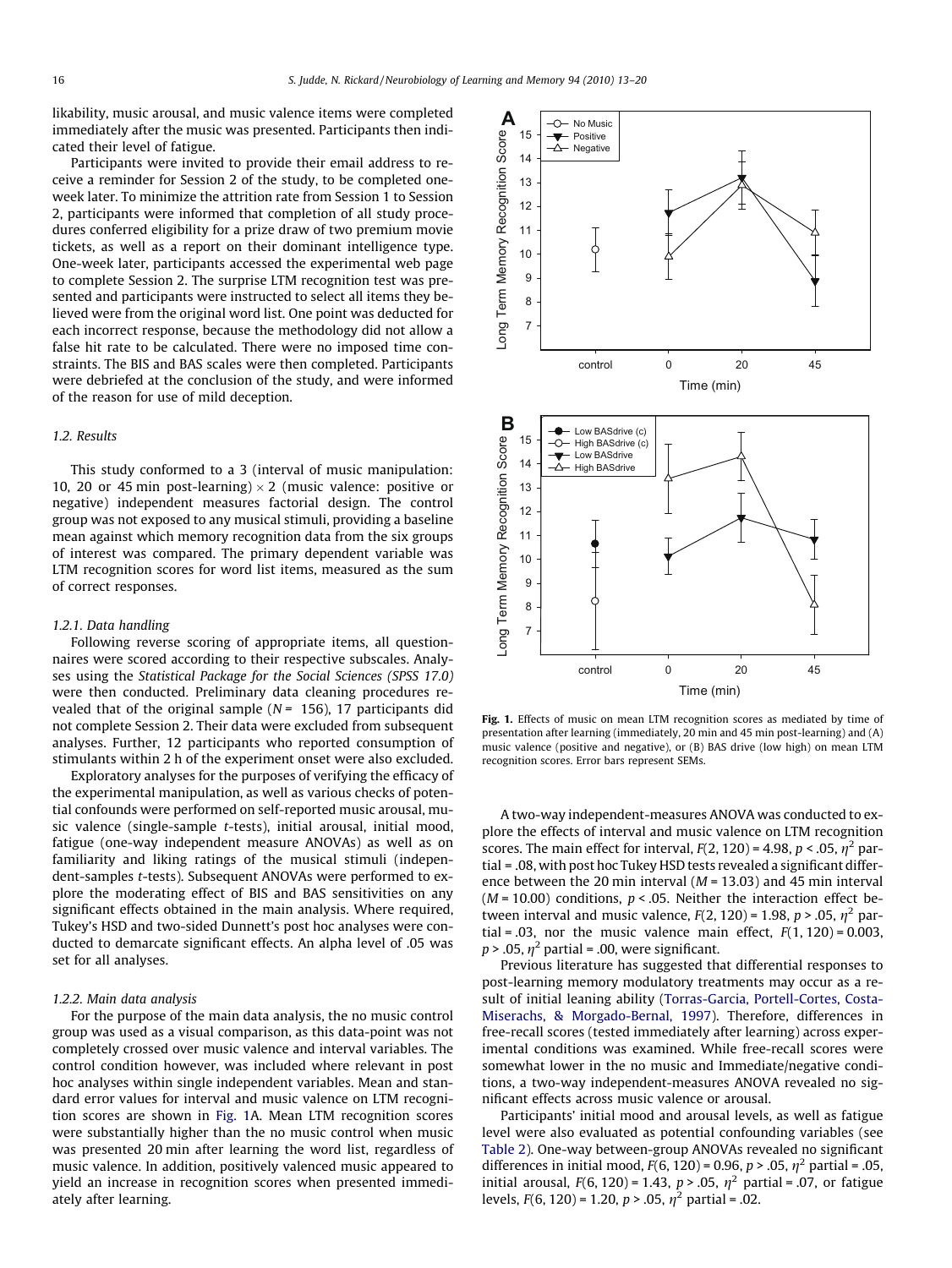likability, music arousal, and music valence items were completed immediately after the music was presented. Participants then indicated their level of fatigue.

Participants were invited to provide their email address to receive a reminder for Session 2 of the study, to be completed one-week later. To minimize the attrition rate from Session 1 to Session 2, participants were informed that completion of all study procedures conferred eligibility for a prize draw of two premium movie tickets, as well as a report on their dominant intelligence type. One-week later, participants accessed the experimental web page to complete Session 2. The surprise LTM recognition test was presented and participants were instructed to select all items they believed were from the original word list. One point was deducted for each incorrect response, because the methodology did not allow a false hit rate to be calculated. There were no imposed time constraints. The BIS and BAS scales were then completed. Participants were debriefed at the conclusion of the study, and were informed of the reason for use of mild deception.

### 1.2. Results

This study conformed to a 3 (interval of music manipulation: 10, 20 or 45 min post-learning) × 2 (music valence: positive or negative) independent measures factorial design. The control group was not exposed to any musical stimuli, providing a baseline mean against which memory recognition data from the six groups of interest was compared. The primary dependent variable was LTM recognition scores for word list items, measured as the sum of correct responses.

#### 1.2.1. Data handling

Following reverse scoring of appropriate items, all questionnaires were scored according to their respective subscales. Analyses using the *Statistical Package for the Social Sciences (SPSS 17.0)* were then conducted. Preliminary data cleaning procedures revealed that of the original sample ($N = 156$), 17 participants did not complete Session 2. Their data were excluded from subsequent analyses. Further, 12 participants who reported consumption of stimulants within 2 h of the experiment onset were also excluded.

Exploratory analyses for the purposes of verifying the efficacy of the experimental manipulation, as well as various checks of potential confounds were performed on self-reported music arousal, music valence (single-sample *t*-tests), initial arousal, initial mood, fatigue (one-way independent measure ANOVAs) as well as on familiarity and liking ratings of the musical stimuli (independent-samples *t*-tests). Subsequent ANOVAs were performed to explore the moderating effect of BIS and BAS sensitivities on any significant effects obtained in the main analysis. Where required, Tukey's HSD and two-sided Dunnett's post hoc analyses were conducted to demarcate significant effects. An alpha level of .05 was set for all analyses.

#### 1.2.2. Main data analysis

For the purpose of the main data analysis, the no music control group was used as a visual comparison, as this data-point was not completely crossed over music valence and interval variables. The control condition however, was included where relevant in post hoc analyses within single independent variables. Mean and standard error values for interval and music valence on LTM recognition scores are shown in Fig. 1A. Mean LTM recognition scores were substantially higher than the no music control when music was presented 20 min after learning the word list, regardless of music valence. In addition, positively valenced music appeared to yield an increase in recognition scores when presented immediately after learning.

**Fig. 1.** Effects of music on mean LTM recognition scores as mediated by time of presentation after learning (immediately, 20 min and 45 min post-learning) and (A) music valence (positive and negative), or (B) BAS drive (low high) on mean LTM recognition scores. Error bars represent SEMs.

A two-way independent-measures ANOVA was conducted to explore the effects of interval and music valence on LTM recognition scores. The main effect for interval, $F(2, 120) = 4.98$, $p < .05$, $\eta^2$ partial = .08, with post hoc Tukey HSD tests revealed a significant difference between the 20 min interval ($M = 13.03$) and 45 min interval ($M = 10.00$) conditions, $p < .05$. Neither the interaction effect between interval and music valence, $F(2, 120) = 1.98$, $p > .05$, $\eta^2$ partial = .03, nor the music valence main effect, $F(1, 120) = 0.003$, $p > .05$, $\eta^2$ partial = .00, were significant.

Previous literature has suggested that differential responses to post-learning memory modulatory treatments may occur as a result of initial leaning ability (Torras-Garcia, Portell-Cortes, Costa-Miserachs, & Morgado-Bernal, 1997). Therefore, differences in free-recall scores (tested immediately after learning) across experimental conditions was examined. While free-recall scores were somewhat lower in the no music and Immediate/negative conditions, a two-way independent-measures ANOVA revealed no significant effects across music valence or arousal.

Participants' initial mood and arousal levels, as well as fatigue level were also evaluated as potential confounding variables (see Table 2). One-way between-group ANOVAs revealed no significant differences in initial mood, $F(6, 120) = 0.96$, $p > .05$, $\eta^2$ partial = .05, initial arousal, $F(6, 120) = 1.43$, $p > .05$, $\eta^2$ partial = .07, or fatigue levels, $F(6, 120) = 1.20$, $p > .05$, $\eta^2$ partial = .02.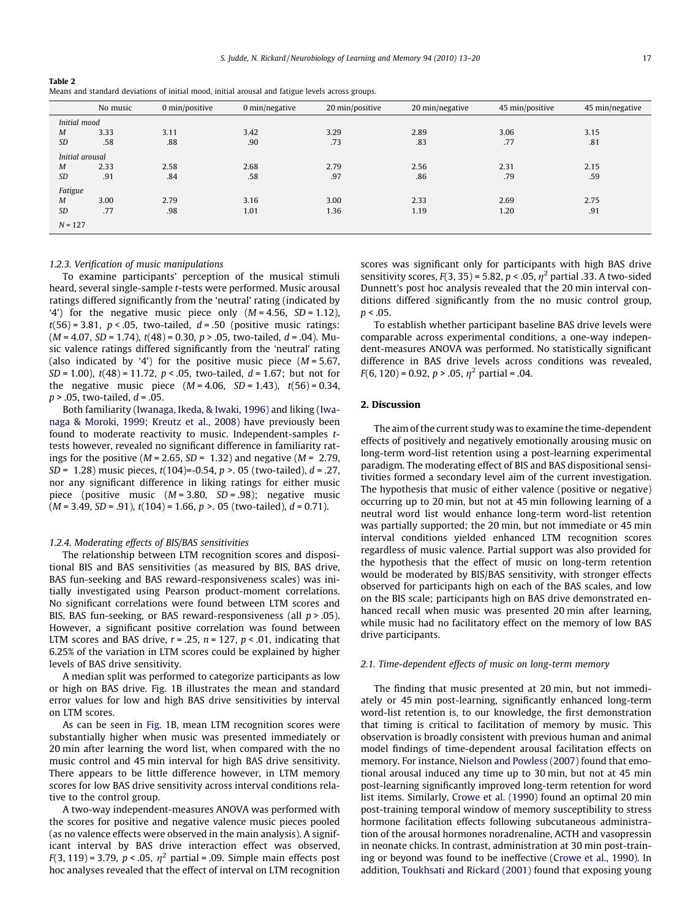**Table 2**
Means and standard deviations of initial mood, initial arousal and fatigue levels across groups.

| | No music | 0 min/positive | 0 min/negative | 20 min/positive | 20 min/negative | 45 min/positive | 45 min/negative |
|---|---|---|---|---|---|---|---|
| *Initial mood* | | | | | | | |
| *M* | 3.33 | 3.11 | 3.42 | 3.29 | 2.89 | 3.06 | 3.15 |
| *SD* | .58 | .88 | .90 | .73 | .83 | .77 | .81 |
| *Initial arousal* | | | | | | | |
| *M* | 2.33 | 2.58 | 2.68 | 2.79 | 2.56 | 2.31 | 2.15 |
| *SD* | .91 | .84 | .58 | .97 | .86 | .79 | .59 |
| *Fatigue* | | | | | | | |
| *M* | 3.00 | 2.79 | 3.16 | 3.00 | 2.33 | 2.69 | 2.75 |
| *SD* | .77 | .98 | 1.01 | 1.36 | 1.19 | 1.20 | .91 |
| $N = 127$ | | | | | | | |

### 1.2.3. Verification of music manipulations

To examine participants' perception of the musical stimuli heard, several single-sample *t*-tests were performed. Music arousal ratings differed significantly from the 'neutral' rating (indicated by '4') for the negative music piece only ($M = 4.56$, $SD = 1.12$), $t(56) = 3.81$, $p < .05$, two-tailed, $d = .50$ (positive music ratings: ($M = 4.07$, $SD = 1.74$), $t(48) = 0.30$, $p > .05$, two-tailed, $d = .04$). Music valence ratings differed significantly from the 'neutral' rating (also indicated by '4') for the positive music piece ($M = 5.67$, $SD = 1.00$), $t(48) = 11.72$, $p < .05$, two-tailed, $d = 1.67$; but not for the negative music piece ($M = 4.06$, $SD = 1.43$), $t(56) = 0.34$, $p > .05$, two-tailed, $d = .05$.

Both familiarity (Iwanaga, Ikeda, & Iwaki, 1996) and liking (Iwanaga & Moroki, 1999; Kreutz et al., 2008) have previously been found to moderate reactivity to music. Independent-samples *t*-tests however, revealed no significant difference in familiarity ratings for the positive ($M = 2.65$, $SD = 1.32$) and negative ($M = 2.79$, $SD = 1.28$) music pieces, $t(104) = -0.54$, $p >. 05$ (two-tailed), $d = .27$, nor any significant difference in liking ratings for either music piece (positive music ($M = 3.80$, $SD = .98$); negative music ($M = 3.49$, $SD = .91$), $t(104) = 1.66$, $p >. 05$ (two-tailed), $d = 0.71$).

### 1.2.4. Moderating effects of BIS/BAS sensitivities

The relationship between LTM recognition scores and dispositional BIS and BAS sensitivities (as measured by BIS, BAS drive, BAS fun-seeking and BAS reward-responsiveness scales) was initially investigated using Pearson product-moment correlations. No significant correlations were found between LTM scores and BIS, BAS fun-seeking, or BAS reward-responsiveness (all $p > .05$). However, a significant positive correlation was found between LTM scores and BAS drive, $r = .25$, $n = 127$, $p < .01$, indicating that 6.25% of the variation in LTM scores could be explained by higher levels of BAS drive sensitivity.

A median split was performed to categorize participants as low or high on BAS drive. Fig. 1B illustrates the mean and standard error values for low and high BAS drive sensitivities by interval on LTM scores.

As can be seen in Fig. 1B, mean LTM recognition scores were substantially higher when music was presented immediately or 20 min after learning the word list, when compared with the no music control and 45 min interval for high BAS drive sensitivity. There appears to be little difference however, in LTM memory scores for low BAS drive sensitivity across interval conditions relative to the control group.

A two-way independent-measures ANOVA was performed with the scores for positive and negative valence music pieces pooled (as no valence effects were observed in the main analysis). A significant interval by BAS drive interaction effect was observed, $F(3, 119) = 3.79$, $p < .05$, $\eta^2$ partial = .09. Simple main effects post hoc analyses revealed that the effect of interval on LTM recognition scores was significant only for participants with high BAS drive sensitivity scores, $F(3, 35) = 5.82$, $p < .05$, $\eta^2$ partial .33. A two-sided Dunnett's post hoc analysis revealed that the 20 min interval conditions differed significantly from the no music control group, $p < .05$.

To establish whether participant baseline BAS drive levels were comparable across experimental conditions, a one-way independent-measures ANOVA was performed. No statistically significant difference in BAS drive levels across conditions was revealed, $F(6, 120) = 0.92$, $p > .05$, $\eta^2$ partial = .04.

## 2. Discussion

The aim of the current study was to examine the time-dependent effects of positively and negatively emotionally arousing music on long-term word-list retention using a post-learning experimental paradigm. The moderating effect of BIS and BAS dispositional sensitivities formed a secondary level aim of the current investigation. The hypothesis that music of either valence (positive or negative) occurring up to 20 min, but not at 45 min following learning of a neutral word list would enhance long-term word-list retention was partially supported; the 20 min, but not immediate or 45 min interval conditions yielded enhanced LTM recognition scores regardless of music valence. Partial support was also provided for the hypothesis that the effect of music on long-term retention would be moderated by BIS/BAS sensitivity, with stronger effects observed for participants high on each of the BAS scales, and low on the BIS scale; participants high on BAS drive demonstrated enhanced recall when music was presented 20 min after learning, while music had no facilitatory effect on the memory of low BAS drive participants.

### 2.1. Time-dependent effects of music on long-term memory

The finding that music presented at 20 min, but not immediately or 45 min post-learning, significantly enhanced long-term word-list retention is, to our knowledge, the first demonstration that timing is critical to facilitation of memory by music. This observation is broadly consistent with previous human and animal model findings of time-dependent arousal facilitation effects on memory. For instance, Nielson and Powless (2007) found that emotional arousal induced any time up to 30 min, but not at 45 min post-learning significantly improved long-term retention for word list items. Similarly, Crowe et al. (1990) found an optimal 20 min post-training temporal window of memory susceptibility to stress hormone facilitation effects following subcutaneous administration of the arousal hormones noradrenaline, ACTH and vasopressin in neonate chicks. In contrast, administration at 30 min post-training or beyond was found to be ineffective (Crowe et al., 1990). In addition, Toukhsati and Rickard (2001) found that exposing young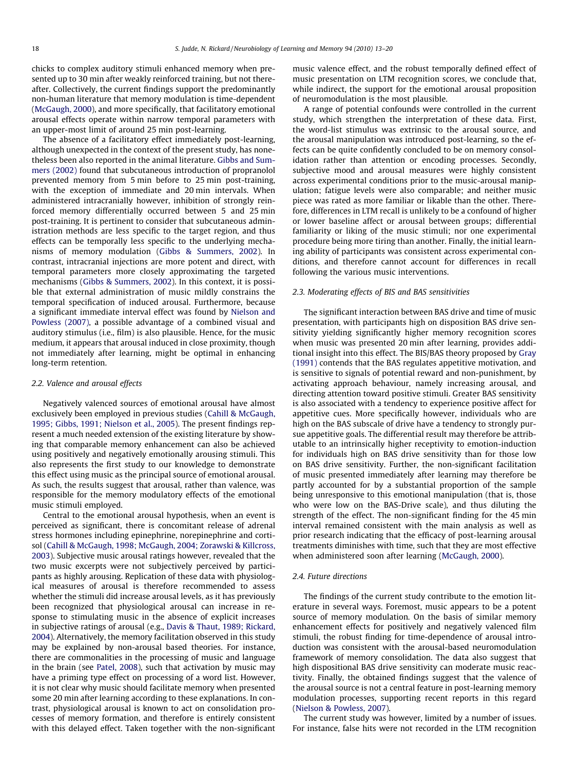chicks to complex auditory stimuli enhanced memory when presented up to 30 min after weakly reinforced training, but not thereafter. Collectively, the current findings support the predominantly non-human literature that memory modulation is time-dependent (McGaugh, 2000), and more specifically, that facilitatory emotional arousal effects operate within narrow temporal parameters with an upper-most limit of around 25 min post-learning.

The absence of a facilitatory effect immediately post-learning, although unexpected in the context of the present study, has nonetheless been also reported in the animal literature. Gibbs and Summers (2002) found that subcutaneous introduction of propranolol prevented memory from 5 min before to 25 min post-training, with the exception of immediate and 20 min intervals. When administered intracranially however, inhibition of strongly reinforced memory differentially occurred between 5 and 25 min post-training. It is pertinent to consider that subcutaneous administration methods are less specific to the target region, and thus effects can be temporally less specific to the underlying mechanisms of memory modulation (Gibbs & Summers, 2002). In contrast, intracranial injections are more potent and direct, with temporal parameters more closely approximating the targeted mechanisms (Gibbs & Summers, 2002). In this context, it is possible that external administration of music mildly constrains the temporal specification of induced arousal. Furthermore, because a significant immediate interval effect was found by Nielson and Powless (2007), a possible advantage of a combined visual and auditory stimulus (i.e., film) is also plausible. Hence, for the music medium, it appears that arousal induced in close proximity, though not immediately after learning, might be optimal in enhancing long-term retention.

### 2.2. Valence and arousal effects

Negatively valenced sources of emotional arousal have almost exclusively been employed in previous studies (Cahill & McGaugh, 1995; Gibbs, 1991; Nielson et al., 2005). The present findings represent a much needed extension of the existing literature by showing that comparable memory enhancement can also be achieved using positively and negatively emotionally arousing stimuli. This also represents the first study to our knowledge to demonstrate this effect using music as the principal source of emotional arousal. As such, the results suggest that arousal, rather than valence, was responsible for the memory modulatory effects of the emotional music stimuli employed.

Central to the emotional arousal hypothesis, when an event is perceived as significant, there is concomitant release of adrenal stress hormones including epinephrine, norepinephrine and cortisol (Cahill & McGaugh, 1998; McGaugh, 2004; Zorawski & Killcross, 2003). Subjective music arousal ratings however, revealed that the two music excerpts were not subjectively perceived by participants as highly arousing. Replication of these data with physiological measures of arousal is therefore recommended to assess whether the stimuli did increase arousal levels, as it has previously been recognized that physiological arousal can increase in response to stimulating music in the absence of explicit increases in subjective ratings of arousal (e.g., Davis & Thaut, 1989; Rickard, 2004). Alternatively, the memory facilitation observed in this study may be explained by non-arousal based theories. For instance, there are commonalities in the processing of music and language in the brain (see Patel, 2008), such that activation by music may have a priming type effect on processing of a word list. However, it is not clear why music should facilitate memory when presented some 20 min after learning according to these explanations. In contrast, physiological arousal is known to act on consolidation processes of memory formation, and therefore is entirely consistent with this delayed effect. Taken together with the non-significant music valence effect, and the robust temporally defined effect of music presentation on LTM recognition scores, we conclude that, while indirect, the support for the emotional arousal proposition of neuromodulation is the most plausible.

A range of potential confounds were controlled in the current study, which strengthen the interpretation of these data. First, the word-list stimulus was extrinsic to the arousal source, and the arousal manipulation was introduced post-learning, so the effects can be quite confidently concluded to be on memory consolidation rather than attention or encoding processes. Secondly, subjective mood and arousal measures were highly consistent across experimental conditions prior to the music-arousal manipulation; fatigue levels were also comparable; and neither music piece was rated as more familiar or likable than the other. Therefore, differences in LTM recall is unlikely to be a confound of higher or lower baseline affect or arousal between groups; differential familiarity or liking of the music stimuli; nor one experimental procedure being more tiring than another. Finally, the initial learning ability of participants was consistent across experimental conditions, and therefore cannot account for differences in recall following the various music interventions.

### 2.3. Moderating effects of BIS and BAS sensitivities

The significant interaction between BAS drive and time of music presentation, with participants high on disposition BAS drive sensitivity yielding significantly higher memory recognition scores when music was presented 20 min after learning, provides additional insight into this effect. The BIS/BAS theory proposed by Gray (1991) contends that the BAS regulates appetitive motivation, and is sensitive to signals of potential reward and non-punishment, by activating approach behaviour, namely increasing arousal, and directing attention toward positive stimuli. Greater BAS sensitivity is also associated with a tendency to experience positive affect for appetitive cues. More specifically however, individuals who are high on the BAS subscale of drive have a tendency to strongly pursue appetitive goals. The differential result may therefore be attributable to an intrinsically higher receptivity to emotion-induction for individuals high on BAS drive sensitivity than for those low on BAS drive sensitivity. Further, the non-significant facilitation of music presented immediately after learning may therefore be partly accounted for by a substantial proportion of the sample being unresponsive to this emotional manipulation (that is, those who were low on the BAS-Drive scale), and thus diluting the strength of the effect. The non-significant finding for the 45 min interval remained consistent with the main analysis as well as prior research indicating that the efficacy of post-learning arousal treatments diminishes with time, such that they are most effective when administered soon after learning (McGaugh, 2000).

### 2.4. Future directions

The findings of the current study contribute to the emotion literature in several ways. Foremost, music appears to be a potent source of memory modulation. On the basis of similar memory enhancement effects for positively and negatively valenced film stimuli, the robust finding for time-dependence of arousal introduction was consistent with the arousal-based neuromodulation framework of memory consolidation. The data also suggest that high dispositional BAS drive sensitivity can moderate music reactivity. Finally, the obtained findings suggest that the valence of the arousal source is not a central feature in post-learning memory modulation processes, supporting recent reports in this regard (Nielson & Powless, 2007).

The current study was however, limited by a number of issues. For instance, false hits were not recorded in the LTM recognition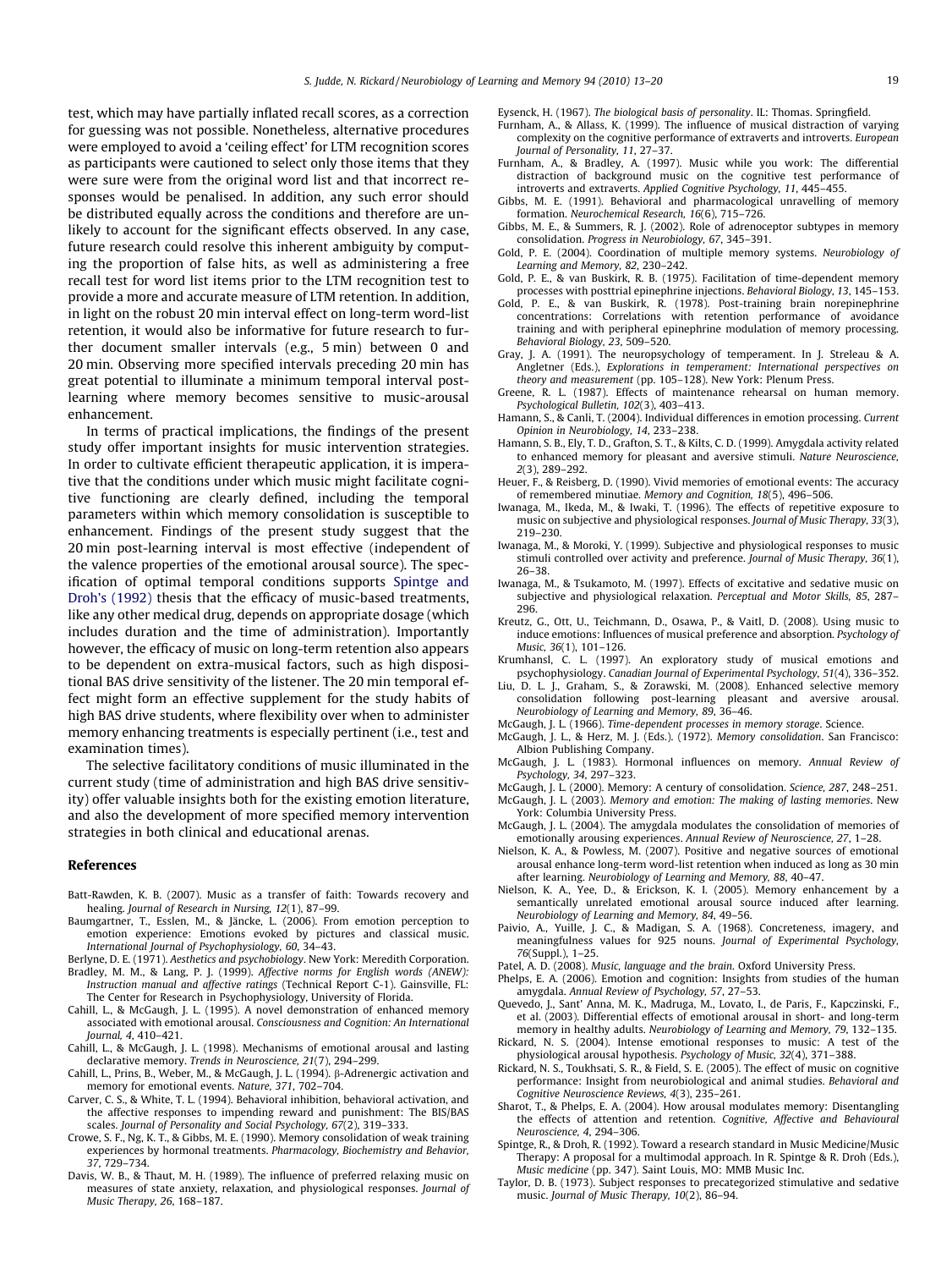test, which may have partially inflated recall scores, as a correction for guessing was not possible. Nonetheless, alternative procedures were employed to avoid a 'ceiling effect' for LTM recognition scores as participants were cautioned to select only those items that they were sure were from the original word list and that incorrect responses would be penalised. In addition, any such error should be distributed equally across the conditions and therefore are unlikely to account for the significant effects observed. In any case, future research could resolve this inherent ambiguity by computing the proportion of false hits, as well as administering a free recall test for word list items prior to the LTM recognition test to provide a more and accurate measure of LTM retention. In addition, in light on the robust 20 min interval effect on long-term word-list retention, it would also be informative for future research to further document smaller intervals (e.g., 5 min) between 0 and 20 min. Observing more specified intervals preceding 20 min has great potential to illuminate a minimum temporal interval post-learning where memory becomes sensitive to music-arousal enhancement.

In terms of practical implications, the findings of the present study offer important insights for music intervention strategies. In order to cultivate efficient therapeutic application, it is imperative that the conditions under which music might facilitate cognitive functioning are clearly defined, including the temporal parameters within which memory consolidation is susceptible to enhancement. Findings of the present study suggest that the 20 min post-learning interval is most effective (independent of the valence properties of the emotional arousal source). The specification of optimal temporal conditions supports Spintge and Droh's (1992) thesis that the efficacy of music-based treatments, like any other medical drug, depends on appropriate dosage (which includes duration and the time of administration). Importantly however, the efficacy of music on long-term retention also appears to be dependent on extra-musical factors, such as high dispositional BAS drive sensitivity of the listener. The 20 min temporal effect might form an effective supplement for the study habits of high BAS drive students, where flexibility over when to administer memory enhancing treatments is especially pertinent (i.e., test and examination times).

The selective facilitatory conditions of music illuminated in the current study (time of administration and high BAS drive sensitivity) offer valuable insights both for the existing emotion literature, and also the development of more specified memory intervention strategies in both clinical and educational arenas.

## References

Batt-Rawden, K. B. (2007). Music as a transfer of faith: Towards recovery and healing. *Journal of Research in Nursing, 12*(1), 87–99.

Baumgartner, T., Esslen, M., & Jäncke, L. (2006). From emotion perception to emotion experience: Emotions evoked by pictures and classical music. *International Journal of Psychophysiology, 60*, 34–43.

Berlyne, D. E. (1971). *Aesthetics and psychobiology*. New York: Meredith Corporation.

Bradley, M. M., & Lang, P. J. (1999). *Affective norms for English words (ANEW): Instruction manual and affective ratings* (Technical Report C-1). Gainsville, FL: The Center for Research in Psychophysiology, University of Florida.

Cahill, L., & McGaugh, J. L. (1995). A novel demonstration of enhanced memory associated with emotional arousal. *Consciousness and Cognition: An International Journal, 4*, 410–421.

Cahill, L., & McGaugh, J. L. (1998). Mechanisms of emotional arousal and lasting declarative memory. *Trends in Neuroscience, 21*(7), 294–299.

Cahill, L., Prins, B., Weber, M., & McGaugh, J. L. (1994). β-Adrenergic activation and memory for emotional events. *Nature, 371*, 702–704.

Carver, C. S., & White, T. L. (1994). Behavioral inhibition, behavioral activation, and the affective responses to impending reward and punishment: The BIS/BAS scales. *Journal of Personality and Social Psychology, 67*(2), 319–333.

Crowe, S. F., Ng, K. T., & Gibbs, M. E. (1990). Memory consolidation of weak training experiences by hormonal treatments. *Pharmacology, Biochemistry and Behavior, 37*, 729–734.

Davis, W. B., & Thaut, M. H. (1989). The influence of preferred relaxing music on measures of state anxiety, relaxation, and physiological responses. *Journal of Music Therapy, 26*, 168–187.

Eysenck, H. (1967). *The biological basis of personality*. IL: Thomas. Springfield.

Furnham, A., & Allass, K. (1999). The influence of musical distraction of varying complexity on the cognitive performance of extraverts and introverts. *European Journal of Personality, 11*, 27–37.

Furnham, A., & Bradley, A. (1997). Music while you work: The differential distraction of background music on the cognitive test performance of introverts and extraverts. *Applied Cognitive Psychology, 11*, 445–455.

Gibbs, M. E. (1991). Behavioral and pharmacological unravelling of memory formation. *Neurochemical Research, 16*(6), 715–726.

Gibbs, M. E., & Summers, R. J. (2002). Role of adrenoceptor subtypes in memory consolidation. *Progress in Neurobiology, 67*, 345–391.

Gold, P. E. (2004). Coordination of multiple memory systems. *Neurobiology of Learning and Memory, 82*, 230–242.

Gold, P. E., & van Buskirk, R. B. (1975). Facilitation of time-dependent memory processes with posttrial epinephrine injections. *Behavioral Biology, 13*, 145–153.

Gold, P. E., & van Buskirk, R. (1978). Post-training brain norepinephrine concentrations: Correlations with retention performance of avoidance training and with peripheral epinephrine modulation of memory processing. *Behavioral Biology, 23*, 509–520.

Gray, J. A. (1991). The neuropsychology of temperament. In J. Streleau & A. Angletner (Eds.), *Explorations in temperament: International perspectives on theory and measurement* (pp. 105–128). New York: Plenum Press.

Greene, R. L. (1987). Effects of maintenance rehearsal on human memory. *Psychological Bulletin, 102*(3), 403–413.

Hamann, S., & Canli, T. (2004). Individual differences in emotion processing. *Current Opinion in Neurobiology, 14*, 233–238.

Hamann, S. B., Ely, T. D., Grafton, S. T., & Kilts, C. D. (1999). Amygdala activity related to enhanced memory for pleasant and aversive stimuli. *Nature Neuroscience, 2*(3), 289–292.

Heuer, F., & Reisberg, D. (1990). Vivid memories of emotional events: The accuracy of remembered minutiae. *Memory and Cognition, 18*(5), 496–506.

Iwanaga, M., Ikeda, M., & Iwaki, T. (1996). The effects of repetitive exposure to music on subjective and physiological responses. *Journal of Music Therapy, 33*(3), 219–230.

Iwanaga, M., & Moroki, Y. (1999). Subjective and physiological responses to music stimuli controlled over activity and preference. *Journal of Music Therapy, 36*(1), 26–38.

Iwanaga, M., & Tsukamoto, M. (1997). Effects of excitative and sedative music on subjective and physiological relaxation. *Perceptual and Motor Skills, 85*, 287–296.

Kreutz, G., Ott, U., Teichmann, D., Osawa, P., & Vaitl, D. (2008). Using music to induce emotions: Influences of musical preference and absorption. *Psychology of Music, 36*(1), 101–126.

Krumhansl, C. L. (1997). An exploratory study of musical emotions and psychophysiology. *Canadian Journal of Experimental Psychology, 51*(4), 336–352.

Liu, D. L. J., Graham, S., & Zorawski, M. (2008). Enhanced selective memory consolidation following post-learning pleasant and aversive arousal. *Neurobiology of Learning and Memory, 89*, 36–46.

McGaugh, J. L. (1966). *Time-dependent processes in memory storage*. Science.

McGaugh, J. L., & Herz, M. J. (Eds.). (1972). *Memory consolidation*. San Francisco: Albion Publishing Company.

McGaugh, J. L. (1983). Hormonal influences on memory. *Annual Review of Psychology, 34*, 297–323.

McGaugh, J. L. (2000). Memory: A century of consolidation. *Science, 287*, 248–251.

McGaugh, J. L. (2003). *Memory and emotion: The making of lasting memories*. New York: Columbia University Press.

McGaugh, J. L. (2004). The amygdala modulates the consolidation of memories of emotionally arousing experiences. *Annual Review of Neuroscience, 27*, 1–28.

Nielson, K. A., & Powless, M. (2007). Positive and negative sources of emotional arousal enhance long-term word-list retention when induced as long as 30 min after learning. *Neurobiology of Learning and Memory, 88*, 40–47.

Nielson, K. A., Yee, D., & Erickson, K. I. (2005). Memory enhancement by a semantically unrelated emotional arousal source induced after learning. *Neurobiology of Learning and Memory, 84*, 49–56.

Paivio, A., Yuille, J. C., & Madigan, S. A. (1968). Concreteness, imagery, and meaningfulness values for 925 nouns. *Journal of Experimental Psychology, 76*(Suppl.), 1–25.

Patel, A. D. (2008). *Music, language and the brain*. Oxford University Press.

Phelps, E. A. (2006). Emotion and cognition: Insights from studies of the human amygdala. *Annual Review of Psychology, 57*, 27–53.

Quevedo, J., Sant' Anna, M. K., Madruga, M., Lovato, I., de Paris, F., Kapczinski, F., et al. (2003). Differential effects of emotional arousal in short- and long-term memory in healthy adults. *Neurobiology of Learning and Memory, 79*, 132–135.

Rickard, N. S. (2004). Intense emotional responses to music: A test of the physiological arousal hypothesis. *Psychology of Music, 32*(4), 371–388.

Rickard, N. S., Toukhsati, S. R., & Field, S. E. (2005). The effect of music on cognitive performance: Insight from neurobiological and animal studies. *Behavioral and Cognitive Neuroscience Reviews, 4*(3), 235–261.

Sharot, T., & Phelps, E. A. (2004). How arousal modulates memory: Disentangling the effects of attention and retention. *Cognitive, Affective and Behavioural Neuroscience, 4*, 294–306.

Spintge, R., & Droh, R. (1992). Toward a research standard in Music Medicine/Music Therapy: A proposal for a multimodal approach. In R. Spintge & R. Droh (Eds.), *Music medicine* (pp. 347). Saint Louis, MO: MMB Music Inc.

Taylor, D. B. (1973). Subject responses to precategorized stimulative and sedative music. *Journal of Music Therapy, 10*(2), 86–94.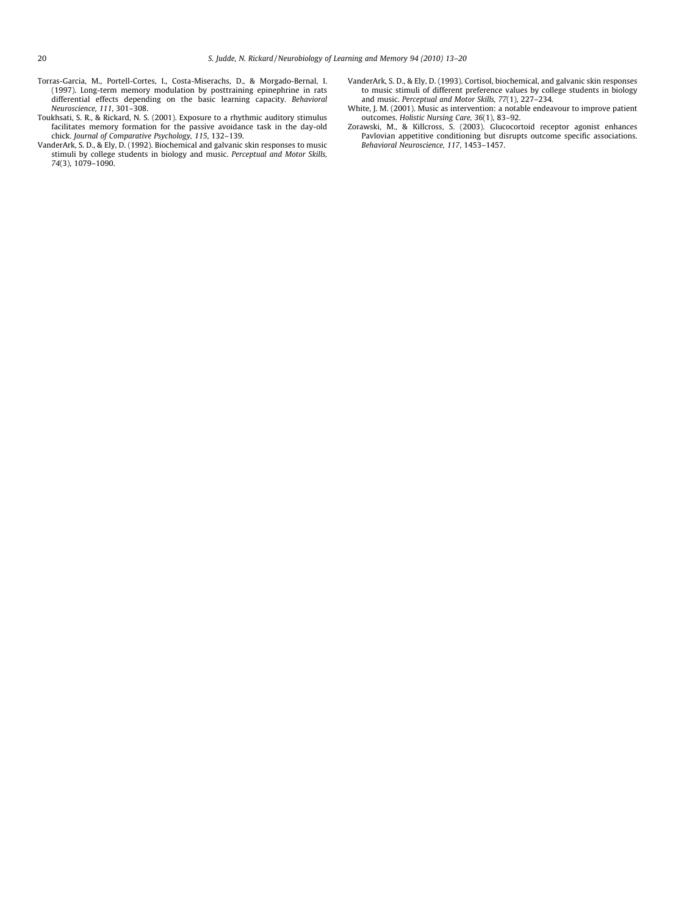Torras-Garcia, M., Portell-Cortes, I., Costa-Miserachs, D., & Morgado-Bernal, I. (1997). Long-term memory modulation by posttraining epinephrine in rats differential effects depending on the basic learning capacity. *Behavioral Neuroscience, 111*, 301–308.

Toukhsati, S. R., & Rickard, N. S. (2001). Exposure to a rhythmic auditory stimulus facilitates memory formation for the passive avoidance task in the day-old chick. *Journal of Comparative Psychology, 115*, 132–139.

VanderArk, S. D., & Ely, D. (1992). Biochemical and galvanic skin responses to music stimuli by college students in biology and music. *Perceptual and Motor Skills, 74*(3), 1079–1090.

VanderArk, S. D., & Ely, D. (1993). Cortisol, biochemical, and galvanic skin responses to music stimuli of different preference values by college students in biology and music. *Perceptual and Motor Skills, 77*(1), 227–234.

White, J. M. (2001). Music as intervention: a notable endeavour to improve patient outcomes. *Holistic Nursing Care, 36*(1), 83–92.

Zorawski, M., & Killcross, S. (2003). Glucocortoid receptor agonist enhances Pavlovian appetitive conditioning but disrupts outcome specific associations. *Behavioral Neuroscience, 117*, 1453–1457.